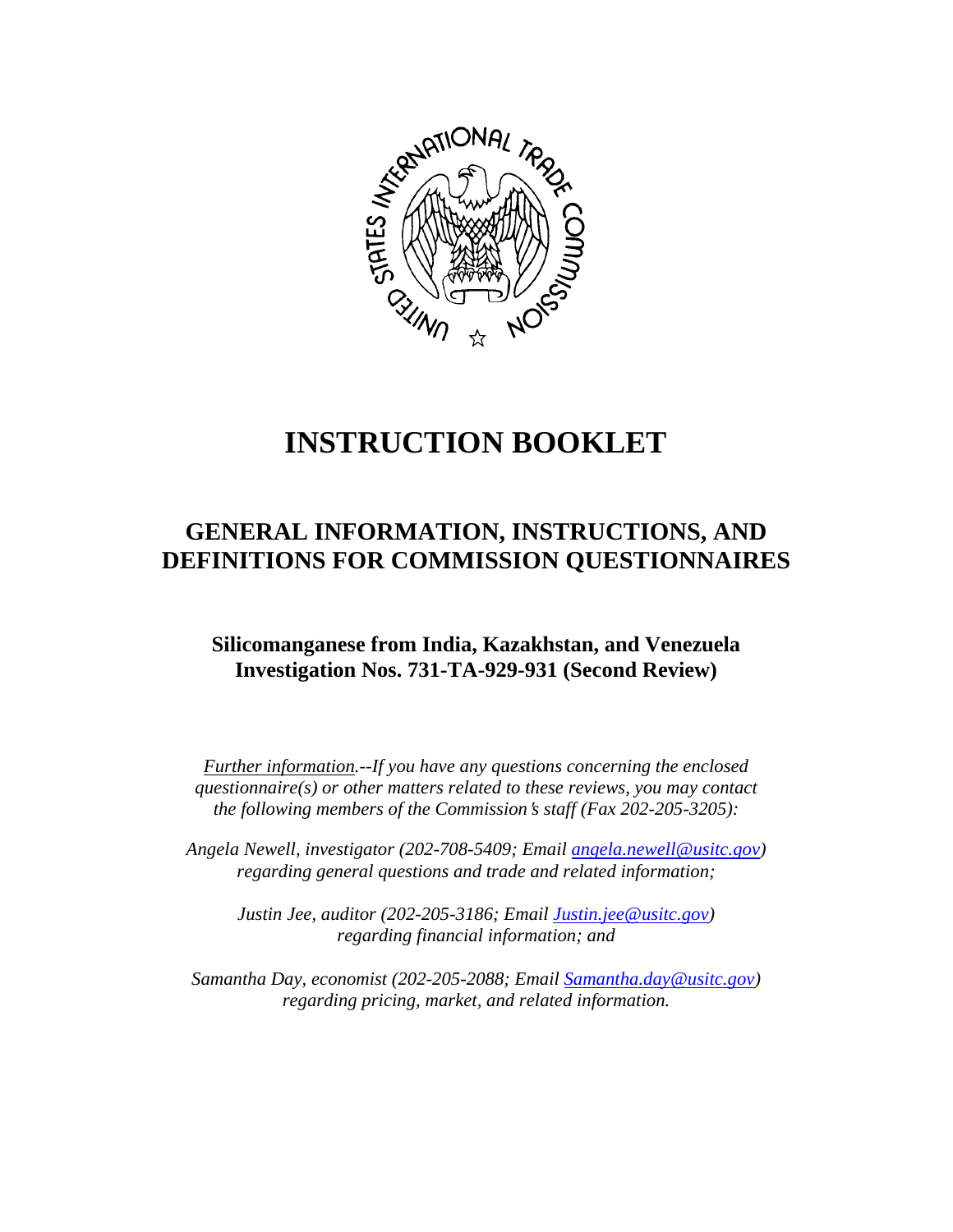# INSTRUCTION BOOKLET

## GENERAL INFORMATION, INSTRUCTIONS, AND DEFINITIONS FOR COMMISSION QUESTIONNAIRES

### Silicomanganese from India, Kazakhstan, and Venezuela
### Investigation Nos. 731-TA-929-931 (Second Review)

*Further information.--If you have any questions concerning the enclosed questionnaire(s) or other matters related to these reviews, you may contact the following members of the Commission's staff (Fax 202-205-3205):*

*Angela Newell, investigator (202-708-5409; Email angela.newell@usitc.gov) regarding general questions and trade and related information;*

*Justin Jee, auditor (202-205-3186; Email Justin.jee@usitc.gov) regarding financial information; and*

*Samantha Day, economist (202-205-2088; Email Samantha.day@usitc.gov) regarding pricing, market, and related information.*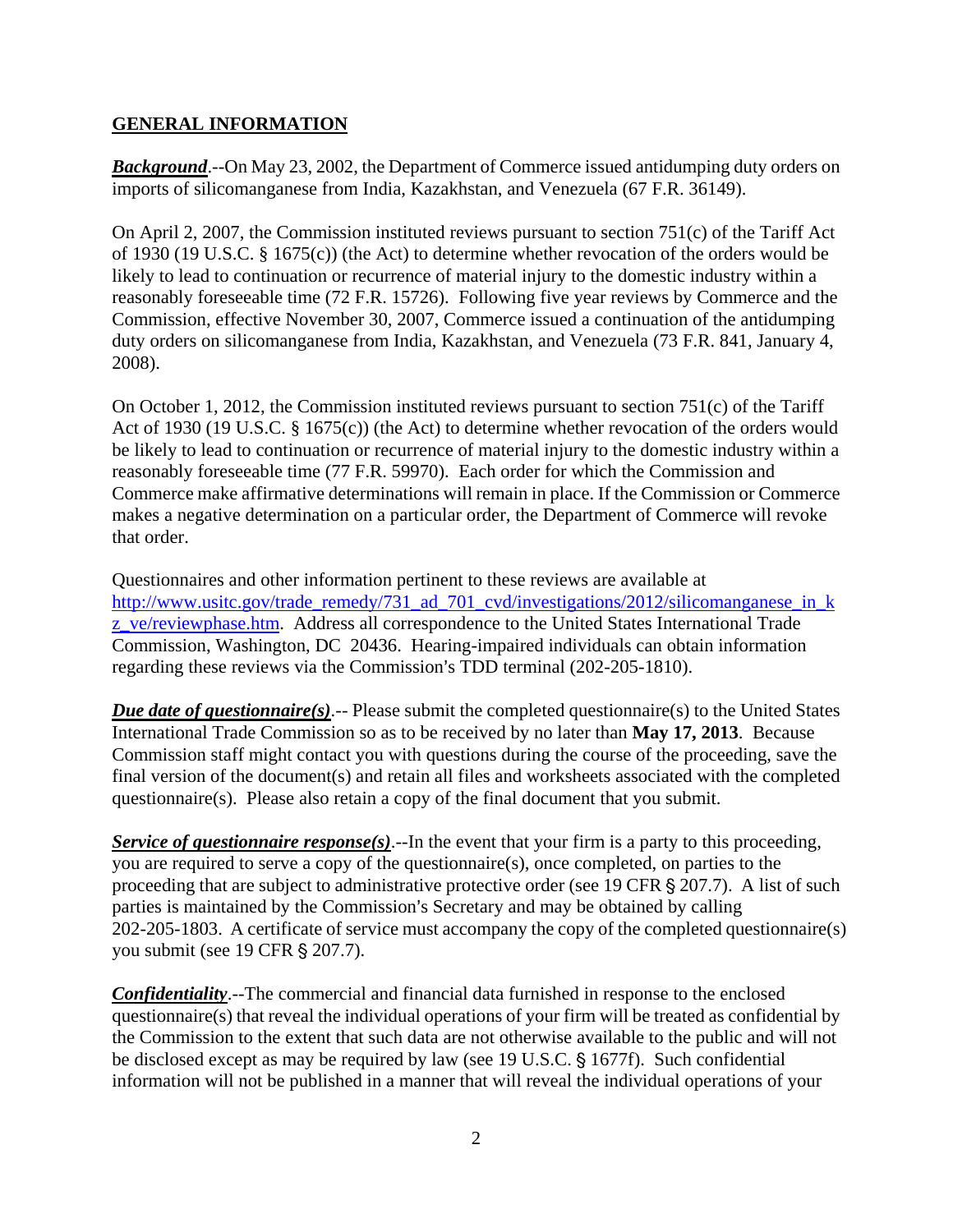## GENERAL INFORMATION

***Background***.--On May 23, 2002, the Department of Commerce issued antidumping duty orders on imports of silicomanganese from India, Kazakhstan, and Venezuela (67 F.R. 36149).

On April 2, 2007, the Commission instituted reviews pursuant to section 751(c) of the Tariff Act of 1930 (19 U.S.C. § 1675(c)) (the Act) to determine whether revocation of the orders would be likely to lead to continuation or recurrence of material injury to the domestic industry within a reasonably foreseeable time (72 F.R. 15726). Following five year reviews by Commerce and the Commission, effective November 30, 2007, Commerce issued a continuation of the antidumping duty orders on silicomanganese from India, Kazakhstan, and Venezuela (73 F.R. 841, January 4, 2008).

On October 1, 2012, the Commission instituted reviews pursuant to section 751(c) of the Tariff Act of 1930 (19 U.S.C. § 1675(c)) (the Act) to determine whether revocation of the orders would be likely to lead to continuation or recurrence of material injury to the domestic industry within a reasonably foreseeable time (77 F.R. 59970). Each order for which the Commission and Commerce make affirmative determinations will remain in place. If the Commission or Commerce makes a negative determination on a particular order, the Department of Commerce will revoke that order.

Questionnaires and other information pertinent to these reviews are available at http://www.usitc.gov/trade_remedy/731_ad_701_cvd/investigations/2012/silicomanganese_in_kz_ve/reviewphase.htm. Address all correspondence to the United States International Trade Commission, Washington, DC 20436. Hearing-impaired individuals can obtain information regarding these reviews via the Commission's TDD terminal (202-205-1810).

***Due date of questionnaire(s)***.-- Please submit the completed questionnaire(s) to the United States International Trade Commission so as to be received by no later than **May 17, 2013**. Because Commission staff might contact you with questions during the course of the proceeding, save the final version of the document(s) and retain all files and worksheets associated with the completed questionnaire(s). Please also retain a copy of the final document that you submit.

***Service of questionnaire response(s)***.--In the event that your firm is a party to this proceeding, you are required to serve a copy of the questionnaire(s), once completed, on parties to the proceeding that are subject to administrative protective order (see 19 CFR § 207.7). A list of such parties is maintained by the Commission's Secretary and may be obtained by calling 202-205-1803. A certificate of service must accompany the copy of the completed questionnaire(s) you submit (see 19 CFR § 207.7).

***Confidentiality***.--The commercial and financial data furnished in response to the enclosed questionnaire(s) that reveal the individual operations of your firm will be treated as confidential by the Commission to the extent that such data are not otherwise available to the public and will not be disclosed except as may be required by law (see 19 U.S.C. § 1677f). Such confidential information will not be published in a manner that will reveal the individual operations of your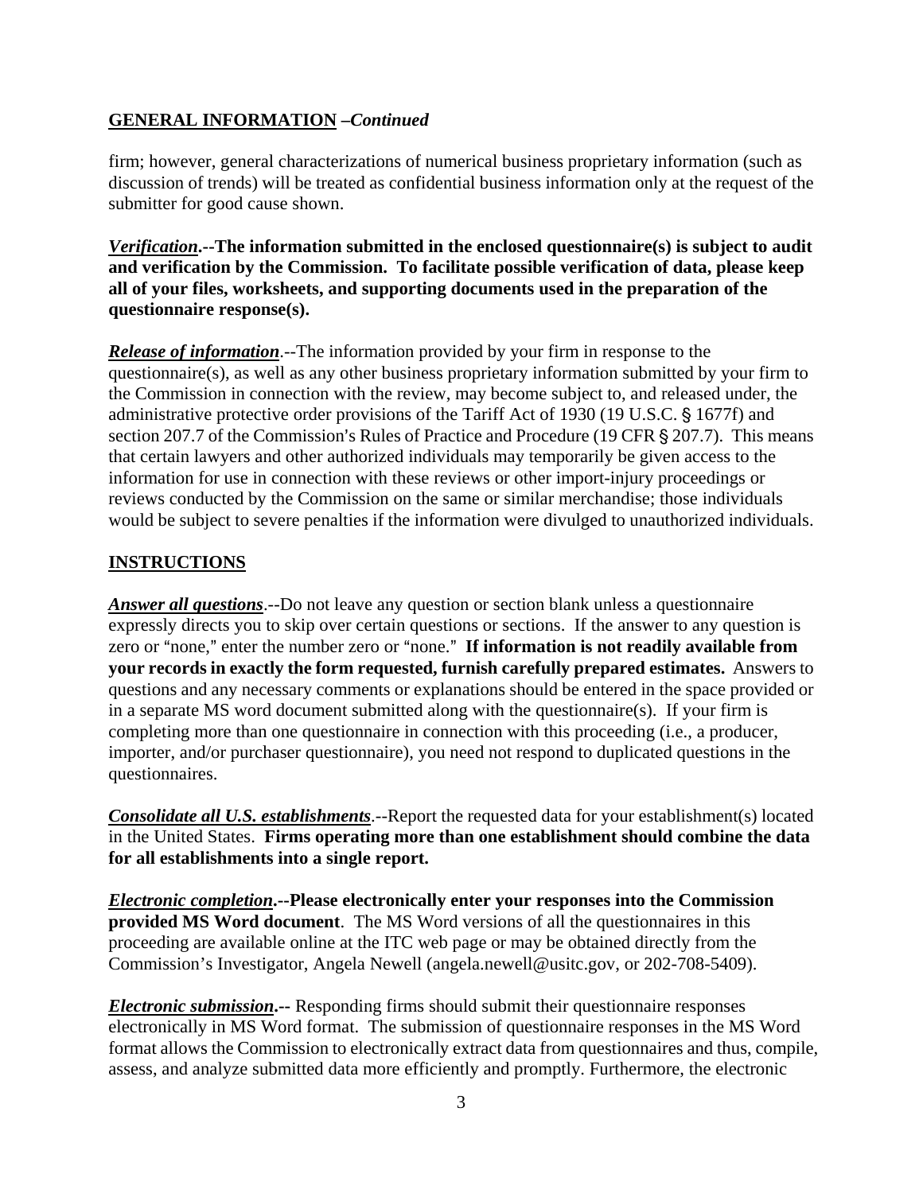## GENERAL INFORMATION –*Continued*

firm; however, general characterizations of numerical business proprietary information (such as discussion of trends) will be treated as confidential business information only at the request of the submitter for good cause shown.

***Verification*.--The information submitted in the enclosed questionnaire(s) is subject to audit and verification by the Commission. To facilitate possible verification of data, please keep all of your files, worksheets, and supporting documents used in the preparation of the questionnaire response(s).**

***Release of information***.--The information provided by your firm in response to the questionnaire(s), as well as any other business proprietary information submitted by your firm to the Commission in connection with the review, may become subject to, and released under, the administrative protective order provisions of the Tariff Act of 1930 (19 U.S.C. § 1677f) and section 207.7 of the Commission's Rules of Practice and Procedure (19 CFR § 207.7). This means that certain lawyers and other authorized individuals may temporarily be given access to the information for use in connection with these reviews or other import-injury proceedings or reviews conducted by the Commission on the same or similar merchandise; those individuals would be subject to severe penalties if the information were divulged to unauthorized individuals.

## INSTRUCTIONS

***Answer all questions***.--Do not leave any question or section blank unless a questionnaire expressly directs you to skip over certain questions or sections. If the answer to any question is zero or "none," enter the number zero or "none." **If information is not readily available from your records in exactly the form requested, furnish carefully prepared estimates.** Answers to questions and any necessary comments or explanations should be entered in the space provided or in a separate MS word document submitted along with the questionnaire(s). If your firm is completing more than one questionnaire in connection with this proceeding (i.e., a producer, importer, and/or purchaser questionnaire), you need not respond to duplicated questions in the questionnaires.

***Consolidate all U.S. establishments***.--Report the requested data for your establishment(s) located in the United States. **Firms operating more than one establishment should combine the data for all establishments into a single report.**

***Electronic completion*.--Please electronically enter your responses into the Commission provided MS Word document**. The MS Word versions of all the questionnaires in this proceeding are available online at the ITC web page or may be obtained directly from the Commission's Investigator, Angela Newell (angela.newell@usitc.gov, or 202-708-5409).

***Electronic submission*.--** Responding firms should submit their questionnaire responses electronically in MS Word format. The submission of questionnaire responses in the MS Word format allows the Commission to electronically extract data from questionnaires and thus, compile, assess, and analyze submitted data more efficiently and promptly. Furthermore, the electronic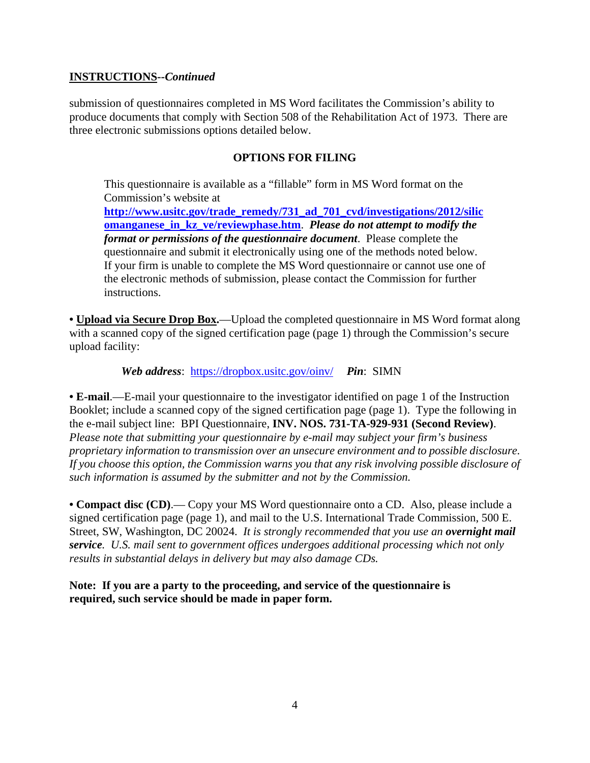**INSTRUCTIONS--*Continued***

submission of questionnaires completed in MS Word facilitates the Commission's ability to produce documents that comply with Section 508 of the Rehabilitation Act of 1973. There are three electronic submissions options detailed below.

**OPTIONS FOR FILING**

> This questionnaire is available as a "fillable" form in MS Word format on the Commission's website at **http://www.usitc.gov/trade_remedy/731_ad_701_cvd/investigations/2012/silicomanganese_in_kz_ve/reviewphase.htm**. ***Please do not attempt to modify the format or permissions of the questionnaire document***. Please complete the questionnaire and submit it electronically using one of the methods noted below. If your firm is unable to complete the MS Word questionnaire or cannot use one of the electronic methods of submission, please contact the Commission for further instructions.

• **Upload via Secure Drop Box.**—Upload the completed questionnaire in MS Word format along with a scanned copy of the signed certification page (page 1) through the Commission's secure upload facility:

> ***Web address***: https://dropbox.usitc.gov/oinv/ ***Pin***: SIMN

• **E-mail**.—E-mail your questionnaire to the investigator identified on page 1 of the Instruction Booklet; include a scanned copy of the signed certification page (page 1). Type the following in the e-mail subject line: BPI Questionnaire, **INV. NOS. 731-TA-929-931 (Second Review)**. *Please note that submitting your questionnaire by e-mail may subject your firm's business proprietary information to transmission over an unsecure environment and to possible disclosure. If you choose this option, the Commission warns you that any risk involving possible disclosure of such information is assumed by the submitter and not by the Commission.*

• **Compact disc (CD)**.— Copy your MS Word questionnaire onto a CD. Also, please include a signed certification page (page 1), and mail to the U.S. International Trade Commission, 500 E. Street, SW, Washington, DC 20024. *It is strongly recommended that you use an* ***overnight mail service****. U.S. mail sent to government offices undergoes additional processing which not only results in substantial delays in delivery but may also damage CDs.*

**Note: If you are a party to the proceeding, and service of the questionnaire is required, such service should be made in paper form.**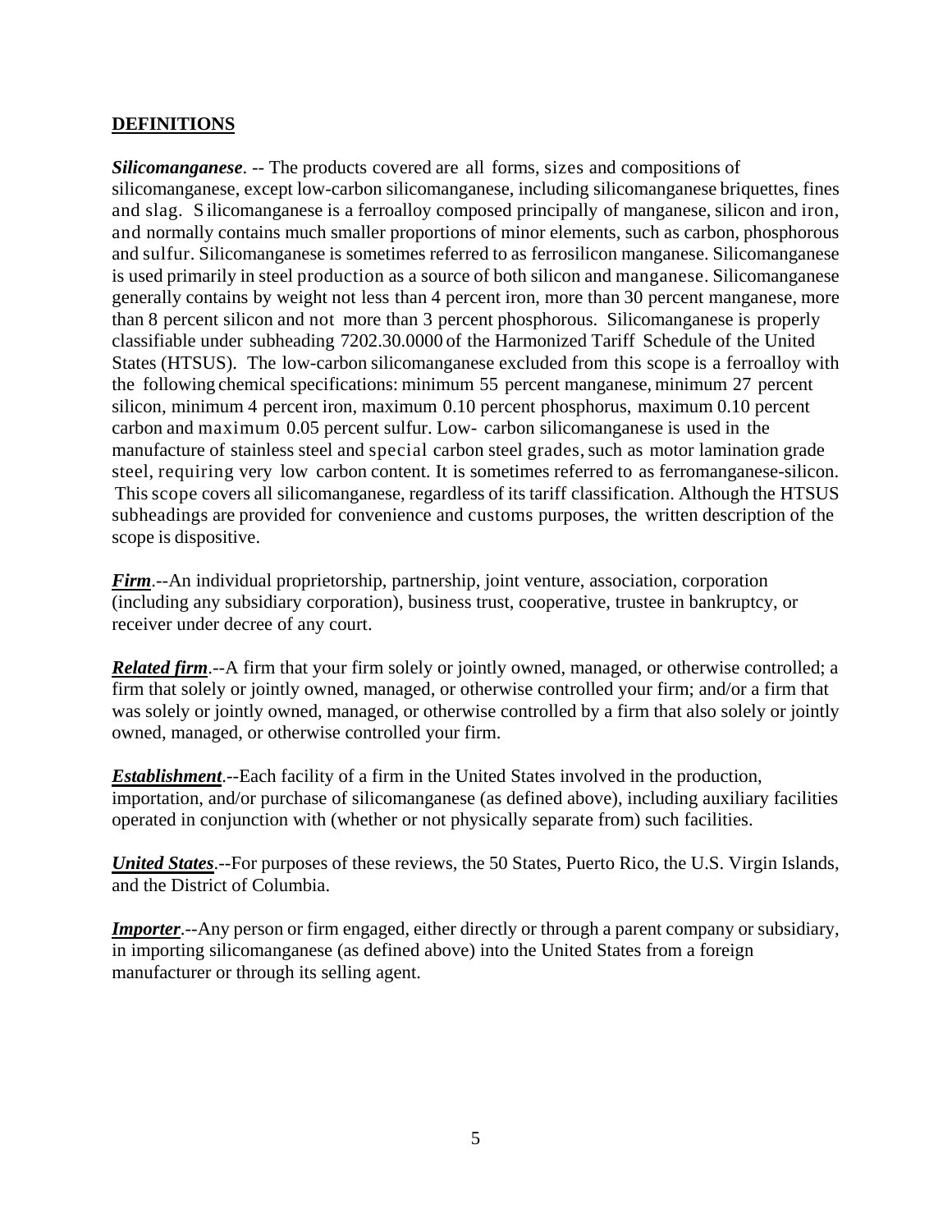**DEFINITIONS**

***Silicomanganese***. -- The products covered are all forms, sizes and compositions of silicomanganese, except low-carbon silicomanganese, including silicomanganese briquettes, fines and slag. Silicomanganese is a ferroalloy composed principally of manganese, silicon and iron, and normally contains much smaller proportions of minor elements, such as carbon, phosphorous and sulfur. Silicomanganese is sometimes referred to as ferrosilicon manganese. Silicomanganese is used primarily in steel production as a source of both silicon and manganese. Silicomanganese generally contains by weight not less than 4 percent iron, more than 30 percent manganese, more than 8 percent silicon and not more than 3 percent phosphorous. Silicomanganese is properly classifiable under subheading 7202.30.0000 of the Harmonized Tariff Schedule of the United States (HTSUS). The low-carbon silicomanganese excluded from this scope is a ferroalloy with the following chemical specifications: minimum 55 percent manganese, minimum 27 percent silicon, minimum 4 percent iron, maximum 0.10 percent phosphorus, maximum 0.10 percent carbon and maximum 0.05 percent sulfur. Low- carbon silicomanganese is used in the manufacture of stainless steel and special carbon steel grades, such as motor lamination grade steel, requiring very low carbon content. It is sometimes referred to as ferromanganese-silicon. This scope covers all silicomanganese, regardless of its tariff classification. Although the HTSUS subheadings are provided for convenience and customs purposes, the written description of the scope is dispositive.

***Firm***.--An individual proprietorship, partnership, joint venture, association, corporation (including any subsidiary corporation), business trust, cooperative, trustee in bankruptcy, or receiver under decree of any court.

***Related firm***.--A firm that your firm solely or jointly owned, managed, or otherwise controlled; a firm that solely or jointly owned, managed, or otherwise controlled your firm; and/or a firm that was solely or jointly owned, managed, or otherwise controlled by a firm that also solely or jointly owned, managed, or otherwise controlled your firm.

***Establishment***.--Each facility of a firm in the United States involved in the production, importation, and/or purchase of silicomanganese (as defined above), including auxiliary facilities operated in conjunction with (whether or not physically separate from) such facilities.

***United States***.--For purposes of these reviews, the 50 States, Puerto Rico, the U.S. Virgin Islands, and the District of Columbia.

***Importer***.--Any person or firm engaged, either directly or through a parent company or subsidiary, in importing silicomanganese (as defined above) into the United States from a foreign manufacturer or through its selling agent.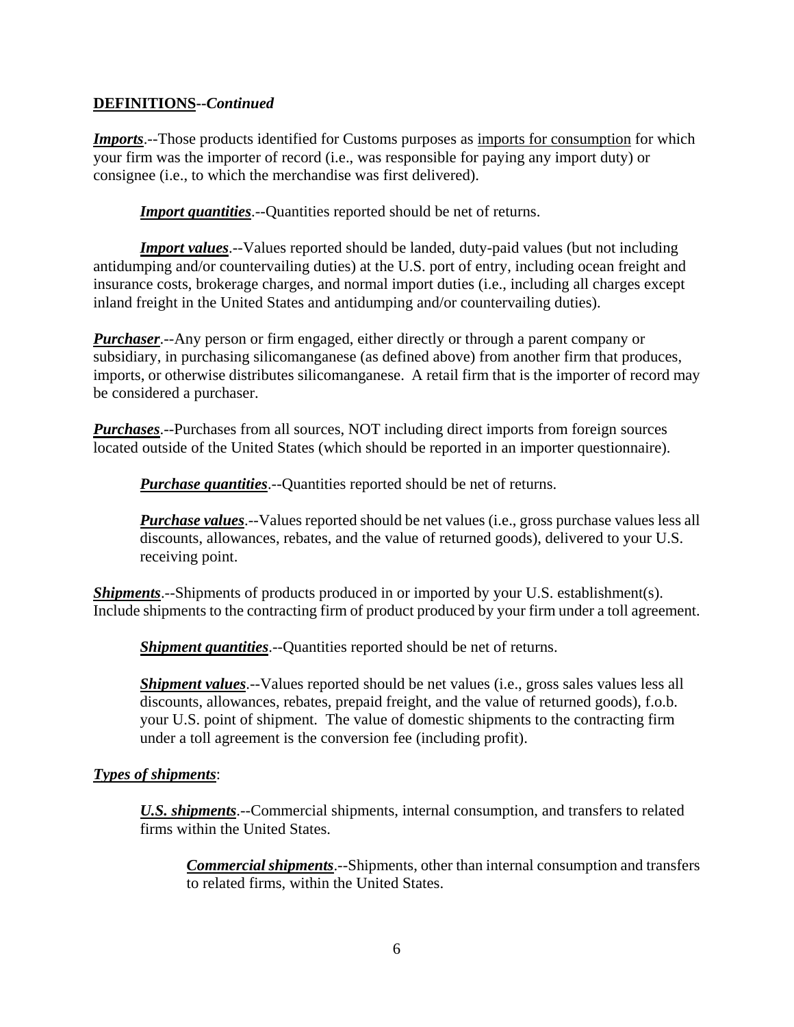**<u>DEFINITIONS</u>--*Continued***

***<u>Imports</u>***.--Those products identified for Customs purposes as <u>imports for consumption</u> for which your firm was the importer of record (i.e., was responsible for paying any import duty) or consignee (i.e., to which the merchandise was first delivered).

> ***<u>Import quantities</u>***.--Quantities reported should be net of returns.
>
> ***<u>Import values</u>***.--Values reported should be landed, duty-paid values (but not including antidumping and/or countervailing duties) at the U.S. port of entry, including ocean freight and insurance costs, brokerage charges, and normal import duties (i.e., including all charges except inland freight in the United States and antidumping and/or countervailing duties).

***<u>Purchaser</u>***.--Any person or firm engaged, either directly or through a parent company or subsidiary, in purchasing silicomanganese (as defined above) from another firm that produces, imports, or otherwise distributes silicomanganese. A retail firm that is the importer of record may be considered a purchaser.

***<u>Purchases</u>***.--Purchases from all sources, NOT including direct imports from foreign sources located outside of the United States (which should be reported in an importer questionnaire).

> ***<u>Purchase quantities</u>***.--Quantities reported should be net of returns.
>
> ***<u>Purchase values</u>***.--Values reported should be net values (i.e., gross purchase values less all discounts, allowances, rebates, and the value of returned goods), delivered to your U.S. receiving point.

***<u>Shipments</u>***.--Shipments of products produced in or imported by your U.S. establishment(s). Include shipments to the contracting firm of product produced by your firm under a toll agreement.

> ***<u>Shipment quantities</u>***.--Quantities reported should be net of returns.
>
> ***<u>Shipment values</u>***.--Values reported should be net values (i.e., gross sales values less all discounts, allowances, rebates, prepaid freight, and the value of returned goods), f.o.b. your U.S. point of shipment. The value of domestic shipments to the contracting firm under a toll agreement is the conversion fee (including profit).

***<u>Types of shipments</u>***:

> ***<u>U.S. shipments</u>***.--Commercial shipments, internal consumption, and transfers to related firms within the United States.
>
> > ***<u>Commercial shipments</u>***.--Shipments, other than internal consumption and transfers to related firms, within the United States.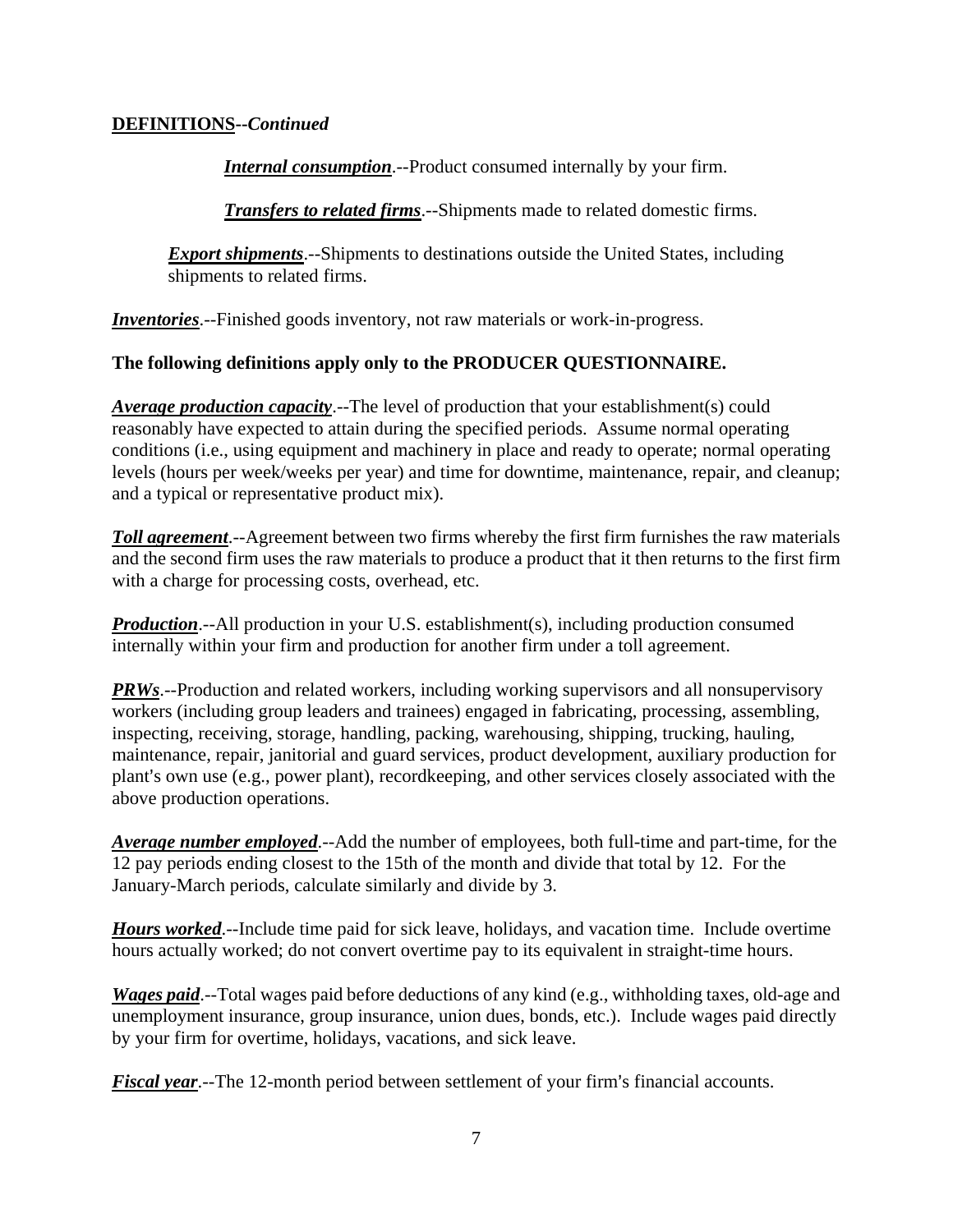**DEFINITIONS**--***Continued***

> ***Internal consumption***.--Product consumed internally by your firm.
>
> ***Transfers to related firms***.--Shipments made to related domestic firms.

***Export shipments***.--Shipments to destinations outside the United States, including shipments to related firms.

***Inventories***.--Finished goods inventory, not raw materials or work-in-progress.

**The following definitions apply only to the PRODUCER QUESTIONNAIRE.**

***Average production capacity***.--The level of production that your establishment(s) could reasonably have expected to attain during the specified periods. Assume normal operating conditions (i.e., using equipment and machinery in place and ready to operate; normal operating levels (hours per week/weeks per year) and time for downtime, maintenance, repair, and cleanup; and a typical or representative product mix).

***Toll agreement***.--Agreement between two firms whereby the first firm furnishes the raw materials and the second firm uses the raw materials to produce a product that it then returns to the first firm with a charge for processing costs, overhead, etc.

***Production***.--All production in your U.S. establishment(s), including production consumed internally within your firm and production for another firm under a toll agreement.

***PRWs***.--Production and related workers, including working supervisors and all nonsupervisory workers (including group leaders and trainees) engaged in fabricating, processing, assembling, inspecting, receiving, storage, handling, packing, warehousing, shipping, trucking, hauling, maintenance, repair, janitorial and guard services, product development, auxiliary production for plant's own use (e.g., power plant), recordkeeping, and other services closely associated with the above production operations.

***Average number employed***.--Add the number of employees, both full-time and part-time, for the 12 pay periods ending closest to the 15th of the month and divide that total by 12. For the January-March periods, calculate similarly and divide by 3.

***Hours worked***.--Include time paid for sick leave, holidays, and vacation time. Include overtime hours actually worked; do not convert overtime pay to its equivalent in straight-time hours.

***Wages paid***.--Total wages paid before deductions of any kind (e.g., withholding taxes, old-age and unemployment insurance, group insurance, union dues, bonds, etc.). Include wages paid directly by your firm for overtime, holidays, vacations, and sick leave.

***Fiscal year***.--The 12-month period between settlement of your firm's financial accounts.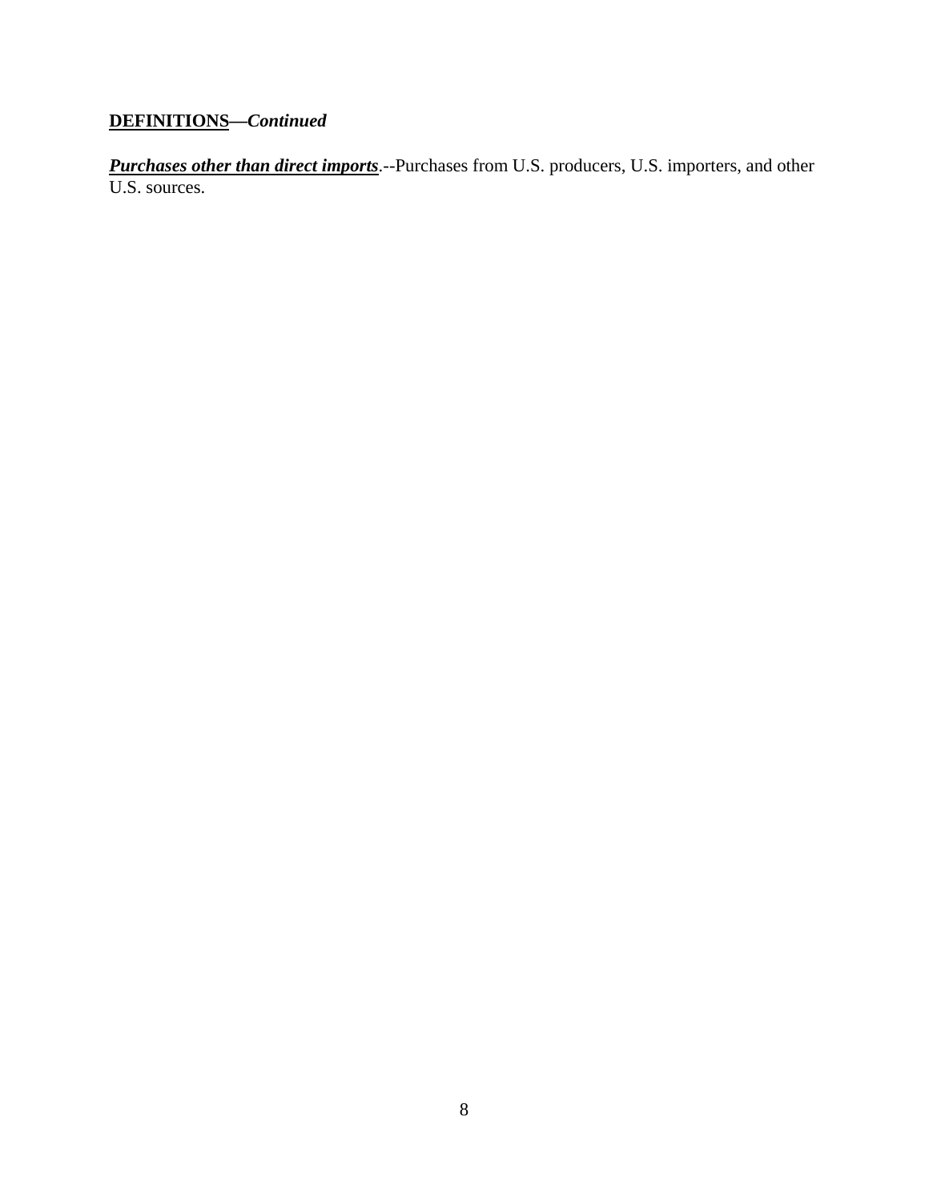**DEFINITIONS—*Continued***

***Purchases other than direct imports***.--Purchases from U.S. producers, U.S. importers, and other U.S. sources.